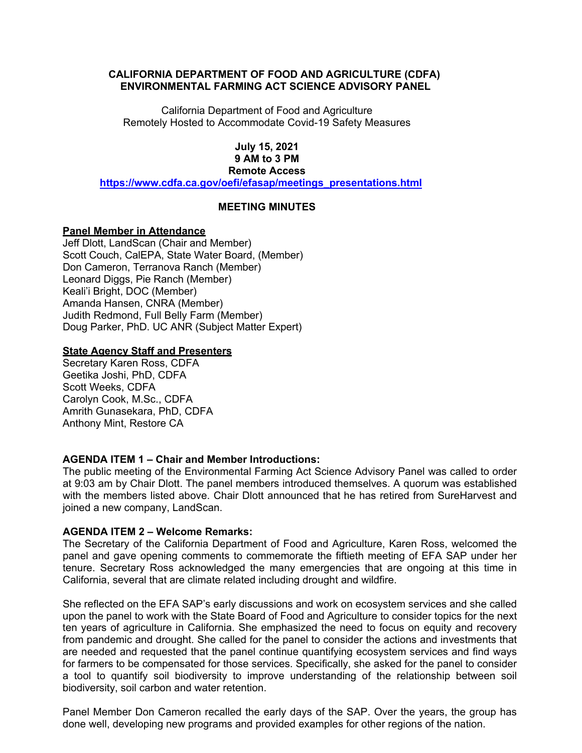**CALIFORNIA DEPARTMENT OF FOOD AND AGRICULTURE (CDFA)**
**ENVIRONMENTAL FARMING ACT SCIENCE ADVISORY PANEL**

California Department of Food and Agriculture
Remotely Hosted to Accommodate Covid-19 Safety Measures

**July 15, 2021**
**9 AM to 3 PM**
**Remote Access**
**https://www.cdfa.ca.gov/oefi/efasap/meetings_presentations.html**

**MEETING MINUTES**

**Panel Member in Attendance**

Jeff Dlott, LandScan (Chair and Member)
Scott Couch, CalEPA, State Water Board, (Member)
Don Cameron, Terranova Ranch (Member)
Leonard Diggs, Pie Ranch (Member)
Keali'i Bright, DOC (Member)
Amanda Hansen, CNRA (Member)
Judith Redmond, Full Belly Farm (Member)
Doug Parker, PhD. UC ANR (Subject Matter Expert)

**State Agency Staff and Presenters**

Secretary Karen Ross, CDFA
Geetika Joshi, PhD, CDFA
Scott Weeks, CDFA
Carolyn Cook, M.Sc., CDFA
Amrith Gunasekara, PhD, CDFA
Anthony Mint, Restore CA

**AGENDA ITEM 1 – Chair and Member Introductions:**

The public meeting of the Environmental Farming Act Science Advisory Panel was called to order at 9:03 am by Chair Dlott. The panel members introduced themselves. A quorum was established with the members listed above. Chair Dlott announced that he has retired from SureHarvest and joined a new company, LandScan.

**AGENDA ITEM 2 – Welcome Remarks:**

The Secretary of the California Department of Food and Agriculture, Karen Ross, welcomed the panel and gave opening comments to commemorate the fiftieth meeting of EFA SAP under her tenure. Secretary Ross acknowledged the many emergencies that are ongoing at this time in California, several that are climate related including drought and wildfire.

She reflected on the EFA SAP's early discussions and work on ecosystem services and she called upon the panel to work with the State Board of Food and Agriculture to consider topics for the next ten years of agriculture in California. She emphasized the need to focus on equity and recovery from pandemic and drought. She called for the panel to consider the actions and investments that are needed and requested that the panel continue quantifying ecosystem services and find ways for farmers to be compensated for those services. Specifically, she asked for the panel to consider a tool to quantify soil biodiversity to improve understanding of the relationship between soil biodiversity, soil carbon and water retention.

Panel Member Don Cameron recalled the early days of the SAP. Over the years, the group has done well, developing new programs and provided examples for other regions of the nation.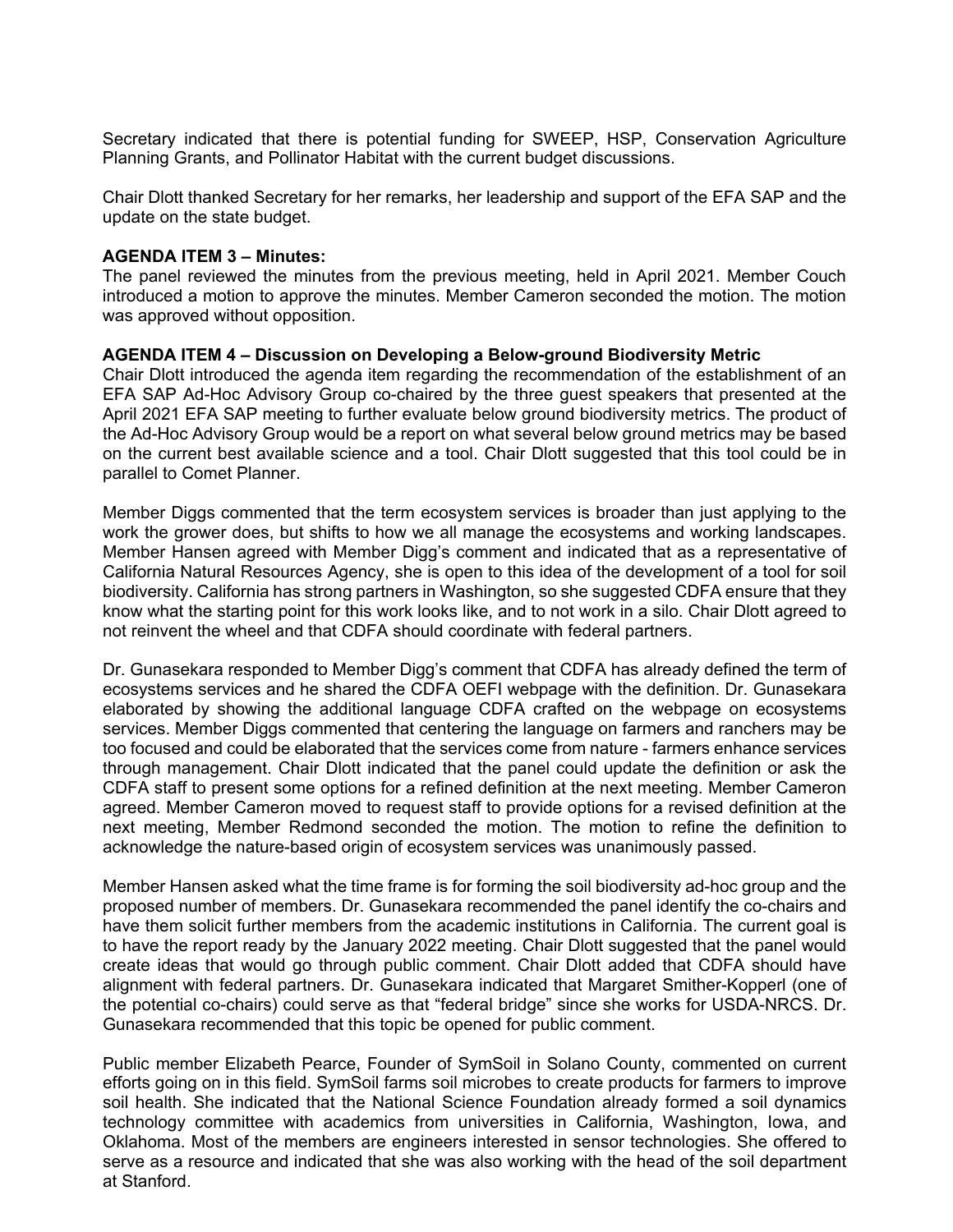Secretary indicated that there is potential funding for SWEEP, HSP, Conservation Agriculture Planning Grants, and Pollinator Habitat with the current budget discussions.

Chair Dlott thanked Secretary for her remarks, her leadership and support of the EFA SAP and the update on the state budget.

**AGENDA ITEM 3 – Minutes:**
The panel reviewed the minutes from the previous meeting, held in April 2021. Member Couch introduced a motion to approve the minutes. Member Cameron seconded the motion. The motion was approved without opposition.

**AGENDA ITEM 4 – Discussion on Developing a Below-ground Biodiversity Metric**
Chair Dlott introduced the agenda item regarding the recommendation of the establishment of an EFA SAP Ad-Hoc Advisory Group co-chaired by the three guest speakers that presented at the April 2021 EFA SAP meeting to further evaluate below ground biodiversity metrics. The product of the Ad-Hoc Advisory Group would be a report on what several below ground metrics may be based on the current best available science and a tool. Chair Dlott suggested that this tool could be in parallel to Comet Planner.

Member Diggs commented that the term ecosystem services is broader than just applying to the work the grower does, but shifts to how we all manage the ecosystems and working landscapes. Member Hansen agreed with Member Digg's comment and indicated that as a representative of California Natural Resources Agency, she is open to this idea of the development of a tool for soil biodiversity. California has strong partners in Washington, so she suggested CDFA ensure that they know what the starting point for this work looks like, and to not work in a silo. Chair Dlott agreed to not reinvent the wheel and that CDFA should coordinate with federal partners.

Dr. Gunasekara responded to Member Digg's comment that CDFA has already defined the term of ecosystems services and he shared the CDFA OEFI webpage with the definition. Dr. Gunasekara elaborated by showing the additional language CDFA crafted on the webpage on ecosystems services. Member Diggs commented that centering the language on farmers and ranchers may be too focused and could be elaborated that the services come from nature - farmers enhance services through management. Chair Dlott indicated that the panel could update the definition or ask the CDFA staff to present some options for a refined definition at the next meeting. Member Cameron agreed. Member Cameron moved to request staff to provide options for a revised definition at the next meeting, Member Redmond seconded the motion. The motion to refine the definition to acknowledge the nature-based origin of ecosystem services was unanimously passed.

Member Hansen asked what the time frame is for forming the soil biodiversity ad-hoc group and the proposed number of members. Dr. Gunasekara recommended the panel identify the co-chairs and have them solicit further members from the academic institutions in California. The current goal is to have the report ready by the January 2022 meeting. Chair Dlott suggested that the panel would create ideas that would go through public comment. Chair Dlott added that CDFA should have alignment with federal partners. Dr. Gunasekara indicated that Margaret Smither-Kopperl (one of the potential co-chairs) could serve as that "federal bridge" since she works for USDA-NRCS. Dr. Gunasekara recommended that this topic be opened for public comment.

Public member Elizabeth Pearce, Founder of SymSoil in Solano County, commented on current efforts going on in this field. SymSoil farms soil microbes to create products for farmers to improve soil health. She indicated that the National Science Foundation already formed a soil dynamics technology committee with academics from universities in California, Washington, Iowa, and Oklahoma. Most of the members are engineers interested in sensor technologies. She offered to serve as a resource and indicated that she was also working with the head of the soil department at Stanford.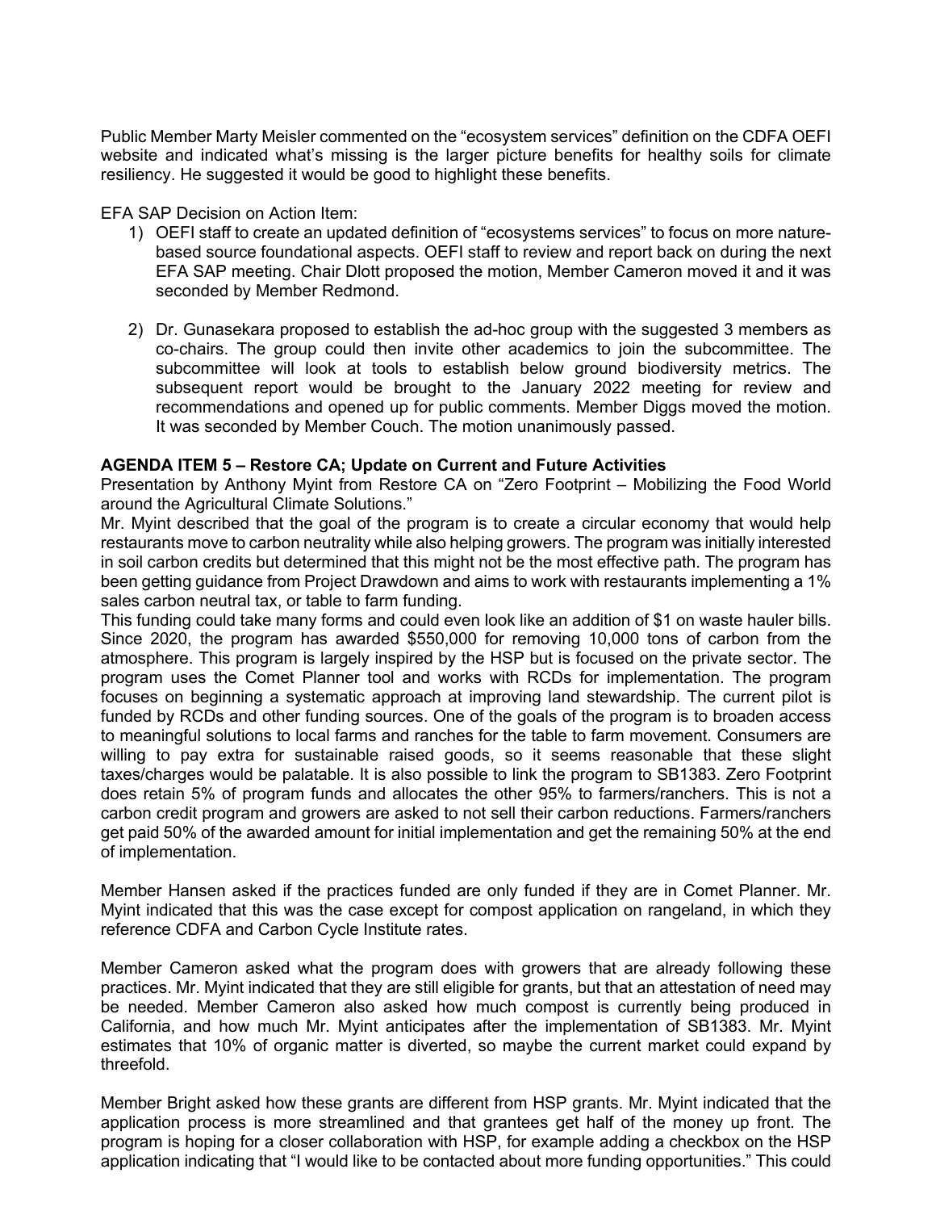Public Member Marty Meisler commented on the "ecosystem services" definition on the CDFA OEFI website and indicated what's missing is the larger picture benefits for healthy soils for climate resiliency. He suggested it would be good to highlight these benefits.

EFA SAP Decision on Action Item:

1) OEFI staff to create an updated definition of "ecosystems services" to focus on more nature-based source foundational aspects. OEFI staff to review and report back on during the next EFA SAP meeting. Chair Dlott proposed the motion, Member Cameron moved it and it was seconded by Member Redmond.

2) Dr. Gunasekara proposed to establish the ad-hoc group with the suggested 3 members as co-chairs. The group could then invite other academics to join the subcommittee. The subcommittee will look at tools to establish below ground biodiversity metrics. The subsequent report would be brought to the January 2022 meeting for review and recommendations and opened up for public comments. Member Diggs moved the motion. It was seconded by Member Couch. The motion unanimously passed.

**AGENDA ITEM 5 – Restore CA; Update on Current and Future Activities**

Presentation by Anthony Myint from Restore CA on "Zero Footprint – Mobilizing the Food World around the Agricultural Climate Solutions."

Mr. Myint described that the goal of the program is to create a circular economy that would help restaurants move to carbon neutrality while also helping growers. The program was initially interested in soil carbon credits but determined that this might not be the most effective path. The program has been getting guidance from Project Drawdown and aims to work with restaurants implementing a 1% sales carbon neutral tax, or table to farm funding.

This funding could take many forms and could even look like an addition of $1 on waste hauler bills. Since 2020, the program has awarded $550,000 for removing 10,000 tons of carbon from the atmosphere. This program is largely inspired by the HSP but is focused on the private sector. The program uses the Comet Planner tool and works with RCDs for implementation. The program focuses on beginning a systematic approach at improving land stewardship. The current pilot is funded by RCDs and other funding sources. One of the goals of the program is to broaden access to meaningful solutions to local farms and ranches for the table to farm movement. Consumers are willing to pay extra for sustainable raised goods, so it seems reasonable that these slight taxes/charges would be palatable. It is also possible to link the program to SB1383. Zero Footprint does retain 5% of program funds and allocates the other 95% to farmers/ranchers. This is not a carbon credit program and growers are asked to not sell their carbon reductions. Farmers/ranchers get paid 50% of the awarded amount for initial implementation and get the remaining 50% at the end of implementation.

Member Hansen asked if the practices funded are only funded if they are in Comet Planner. Mr. Myint indicated that this was the case except for compost application on rangeland, in which they reference CDFA and Carbon Cycle Institute rates.

Member Cameron asked what the program does with growers that are already following these practices. Mr. Myint indicated that they are still eligible for grants, but that an attestation of need may be needed. Member Cameron also asked how much compost is currently being produced in California, and how much Mr. Myint anticipates after the implementation of SB1383. Mr. Myint estimates that 10% of organic matter is diverted, so maybe the current market could expand by threefold.

Member Bright asked how these grants are different from HSP grants. Mr. Myint indicated that the application process is more streamlined and that grantees get half of the money up front. The program is hoping for a closer collaboration with HSP, for example adding a checkbox on the HSP application indicating that "I would like to be contacted about more funding opportunities." This could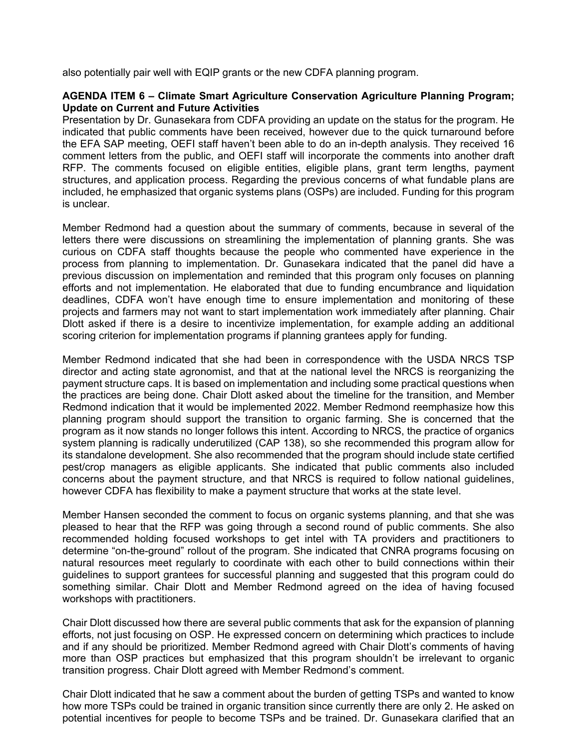also potentially pair well with EQIP grants or the new CDFA planning program.

**AGENDA ITEM 6 – Climate Smart Agriculture Conservation Agriculture Planning Program; Update on Current and Future Activities**

Presentation by Dr. Gunasekara from CDFA providing an update on the status for the program. He indicated that public comments have been received, however due to the quick turnaround before the EFA SAP meeting, OEFI staff haven't been able to do an in-depth analysis. They received 16 comment letters from the public, and OEFI staff will incorporate the comments into another draft RFP. The comments focused on eligible entities, eligible plans, grant term lengths, payment structures, and application process. Regarding the previous concerns of what fundable plans are included, he emphasized that organic systems plans (OSPs) are included. Funding for this program is unclear.

Member Redmond had a question about the summary of comments, because in several of the letters there were discussions on streamlining the implementation of planning grants. She was curious on CDFA staff thoughts because the people who commented have experience in the process from planning to implementation. Dr. Gunasekara indicated that the panel did have a previous discussion on implementation and reminded that this program only focuses on planning efforts and not implementation. He elaborated that due to funding encumbrance and liquidation deadlines, CDFA won't have enough time to ensure implementation and monitoring of these projects and farmers may not want to start implementation work immediately after planning. Chair Dlott asked if there is a desire to incentivize implementation, for example adding an additional scoring criterion for implementation programs if planning grantees apply for funding.

Member Redmond indicated that she had been in correspondence with the USDA NRCS TSP director and acting state agronomist, and that at the national level the NRCS is reorganizing the payment structure caps. It is based on implementation and including some practical questions when the practices are being done. Chair Dlott asked about the timeline for the transition, and Member Redmond indication that it would be implemented 2022. Member Redmond reemphasize how this planning program should support the transition to organic farming. She is concerned that the program as it now stands no longer follows this intent. According to NRCS, the practice of organics system planning is radically underutilized (CAP 138), so she recommended this program allow for its standalone development. She also recommended that the program should include state certified pest/crop managers as eligible applicants. She indicated that public comments also included concerns about the payment structure, and that NRCS is required to follow national guidelines, however CDFA has flexibility to make a payment structure that works at the state level.

Member Hansen seconded the comment to focus on organic systems planning, and that she was pleased to hear that the RFP was going through a second round of public comments. She also recommended holding focused workshops to get intel with TA providers and practitioners to determine "on-the-ground" rollout of the program. She indicated that CNRA programs focusing on natural resources meet regularly to coordinate with each other to build connections within their guidelines to support grantees for successful planning and suggested that this program could do something similar. Chair Dlott and Member Redmond agreed on the idea of having focused workshops with practitioners.

Chair Dlott discussed how there are several public comments that ask for the expansion of planning efforts, not just focusing on OSP. He expressed concern on determining which practices to include and if any should be prioritized. Member Redmond agreed with Chair Dlott's comments of having more than OSP practices but emphasized that this program shouldn't be irrelevant to organic transition progress. Chair Dlott agreed with Member Redmond's comment.

Chair Dlott indicated that he saw a comment about the burden of getting TSPs and wanted to know how more TSPs could be trained in organic transition since currently there are only 2. He asked on potential incentives for people to become TSPs and be trained. Dr. Gunasekara clarified that an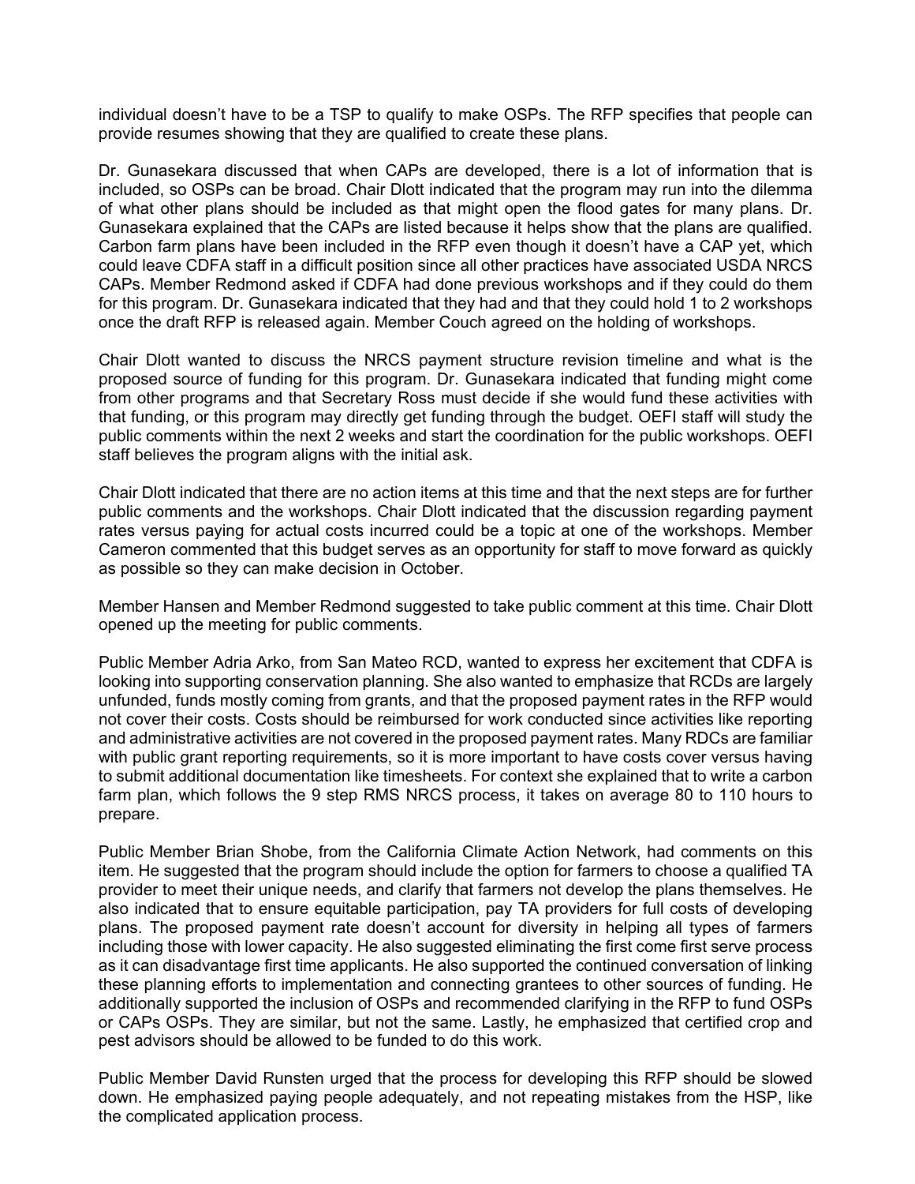individual doesn't have to be a TSP to qualify to make OSPs. The RFP specifies that people can provide resumes showing that they are qualified to create these plans.

Dr. Gunasekara discussed that when CAPs are developed, there is a lot of information that is included, so OSPs can be broad. Chair Dlott indicated that the program may run into the dilemma of what other plans should be included as that might open the flood gates for many plans. Dr. Gunasekara explained that the CAPs are listed because it helps show that the plans are qualified. Carbon farm plans have been included in the RFP even though it doesn't have a CAP yet, which could leave CDFA staff in a difficult position since all other practices have associated USDA NRCS CAPs. Member Redmond asked if CDFA had done previous workshops and if they could do them for this program. Dr. Gunasekara indicated that they had and that they could hold 1 to 2 workshops once the draft RFP is released again. Member Couch agreed on the holding of workshops.

Chair Dlott wanted to discuss the NRCS payment structure revision timeline and what is the proposed source of funding for this program. Dr. Gunasekara indicated that funding might come from other programs and that Secretary Ross must decide if she would fund these activities with that funding, or this program may directly get funding through the budget. OEFI staff will study the public comments within the next 2 weeks and start the coordination for the public workshops. OEFI staff believes the program aligns with the initial ask.

Chair Dlott indicated that there are no action items at this time and that the next steps are for further public comments and the workshops. Chair Dlott indicated that the discussion regarding payment rates versus paying for actual costs incurred could be a topic at one of the workshops. Member Cameron commented that this budget serves as an opportunity for staff to move forward as quickly as possible so they can make decision in October.

Member Hansen and Member Redmond suggested to take public comment at this time. Chair Dlott opened up the meeting for public comments.

Public Member Adria Arko, from San Mateo RCD, wanted to express her excitement that CDFA is looking into supporting conservation planning. She also wanted to emphasize that RCDs are largely unfunded, funds mostly coming from grants, and that the proposed payment rates in the RFP would not cover their costs. Costs should be reimbursed for work conducted since activities like reporting and administrative activities are not covered in the proposed payment rates. Many RDCs are familiar with public grant reporting requirements, so it is more important to have costs cover versus having to submit additional documentation like timesheets. For context she explained that to write a carbon farm plan, which follows the 9 step RMS NRCS process, it takes on average 80 to 110 hours to prepare.

Public Member Brian Shobe, from the California Climate Action Network, had comments on this item. He suggested that the program should include the option for farmers to choose a qualified TA provider to meet their unique needs, and clarify that farmers not develop the plans themselves. He also indicated that to ensure equitable participation, pay TA providers for full costs of developing plans. The proposed payment rate doesn't account for diversity in helping all types of farmers including those with lower capacity. He also suggested eliminating the first come first serve process as it can disadvantage first time applicants. He also supported the continued conversation of linking these planning efforts to implementation and connecting grantees to other sources of funding. He additionally supported the inclusion of OSPs and recommended clarifying in the RFP to fund OSPs or CAPs OSPs. They are similar, but not the same. Lastly, he emphasized that certified crop and pest advisors should be allowed to be funded to do this work.

Public Member David Runsten urged that the process for developing this RFP should be slowed down. He emphasized paying people adequately, and not repeating mistakes from the HSP, like the complicated application process.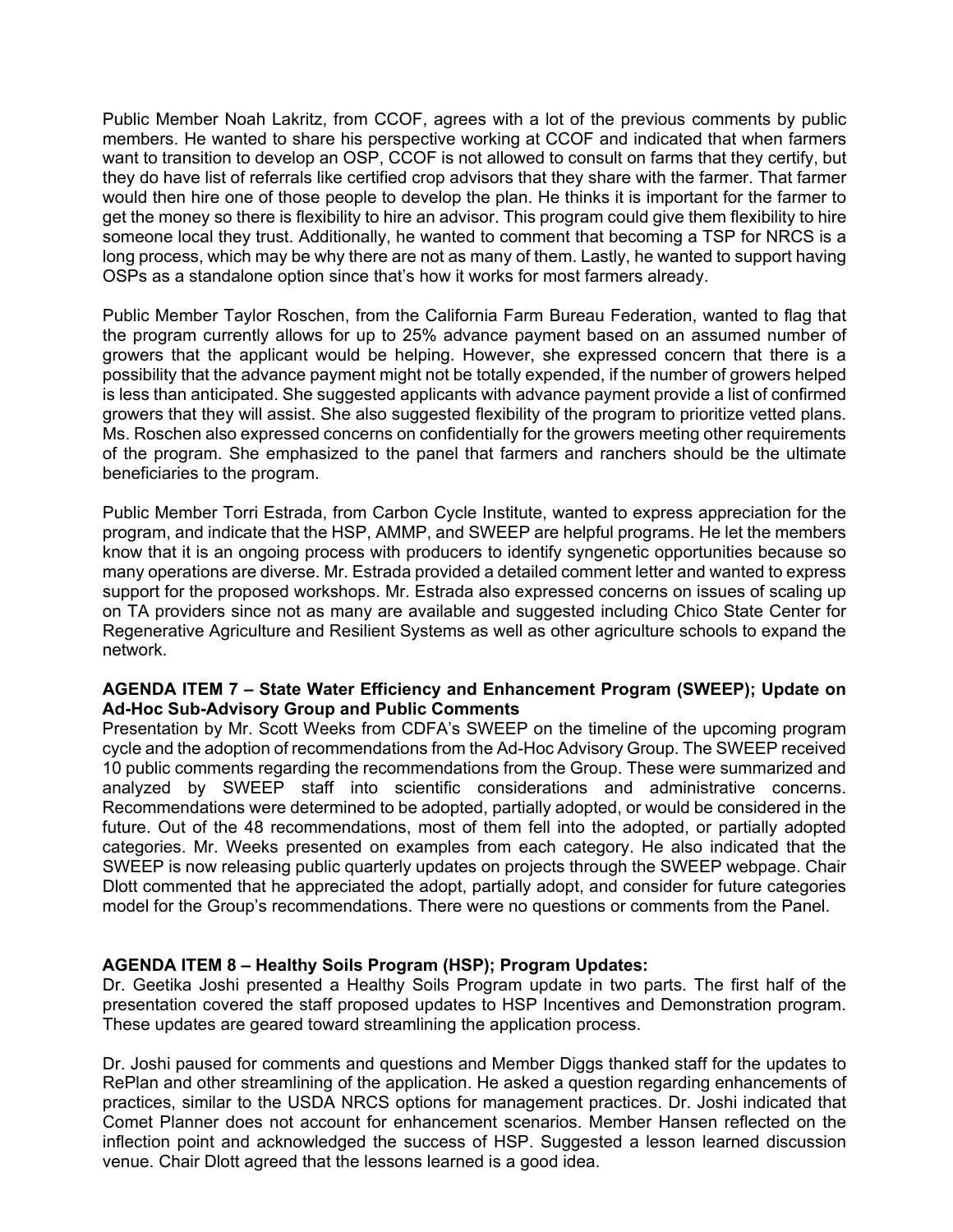Public Member Noah Lakritz, from CCOF, agrees with a lot of the previous comments by public members. He wanted to share his perspective working at CCOF and indicated that when farmers want to transition to develop an OSP, CCOF is not allowed to consult on farms that they certify, but they do have list of referrals like certified crop advisors that they share with the farmer. That farmer would then hire one of those people to develop the plan. He thinks it is important for the farmer to get the money so there is flexibility to hire an advisor. This program could give them flexibility to hire someone local they trust. Additionally, he wanted to comment that becoming a TSP for NRCS is a long process, which may be why there are not as many of them. Lastly, he wanted to support having OSPs as a standalone option since that's how it works for most farmers already.

Public Member Taylor Roschen, from the California Farm Bureau Federation, wanted to flag that the program currently allows for up to 25% advance payment based on an assumed number of growers that the applicant would be helping. However, she expressed concern that there is a possibility that the advance payment might not be totally expended, if the number of growers helped is less than anticipated. She suggested applicants with advance payment provide a list of confirmed growers that they will assist. She also suggested flexibility of the program to prioritize vetted plans. Ms. Roschen also expressed concerns on confidentially for the growers meeting other requirements of the program. She emphasized to the panel that farmers and ranchers should be the ultimate beneficiaries to the program.

Public Member Torri Estrada, from Carbon Cycle Institute, wanted to express appreciation for the program, and indicate that the HSP, AMMP, and SWEEP are helpful programs. He let the members know that it is an ongoing process with producers to identify syngenetic opportunities because so many operations are diverse. Mr. Estrada provided a detailed comment letter and wanted to express support for the proposed workshops. Mr. Estrada also expressed concerns on issues of scaling up on TA providers since not as many are available and suggested including Chico State Center for Regenerative Agriculture and Resilient Systems as well as other agriculture schools to expand the network.

**AGENDA ITEM 7 – State Water Efficiency and Enhancement Program (SWEEP); Update on Ad-Hoc Sub-Advisory Group and Public Comments**

Presentation by Mr. Scott Weeks from CDFA's SWEEP on the timeline of the upcoming program cycle and the adoption of recommendations from the Ad-Hoc Advisory Group. The SWEEP received 10 public comments regarding the recommendations from the Group. These were summarized and analyzed by SWEEP staff into scientific considerations and administrative concerns. Recommendations were determined to be adopted, partially adopted, or would be considered in the future. Out of the 48 recommendations, most of them fell into the adopted, or partially adopted categories. Mr. Weeks presented on examples from each category. He also indicated that the SWEEP is now releasing public quarterly updates on projects through the SWEEP webpage. Chair Dlott commented that he appreciated the adopt, partially adopt, and consider for future categories model for the Group's recommendations. There were no questions or comments from the Panel.

**AGENDA ITEM 8 – Healthy Soils Program (HSP); Program Updates:**

Dr. Geetika Joshi presented a Healthy Soils Program update in two parts. The first half of the presentation covered the staff proposed updates to HSP Incentives and Demonstration program. These updates are geared toward streamlining the application process.

Dr. Joshi paused for comments and questions and Member Diggs thanked staff for the updates to RePlan and other streamlining of the application. He asked a question regarding enhancements of practices, similar to the USDA NRCS options for management practices. Dr. Joshi indicated that Comet Planner does not account for enhancement scenarios. Member Hansen reflected on the inflection point and acknowledged the success of HSP. Suggested a lesson learned discussion venue. Chair Dlott agreed that the lessons learned is a good idea.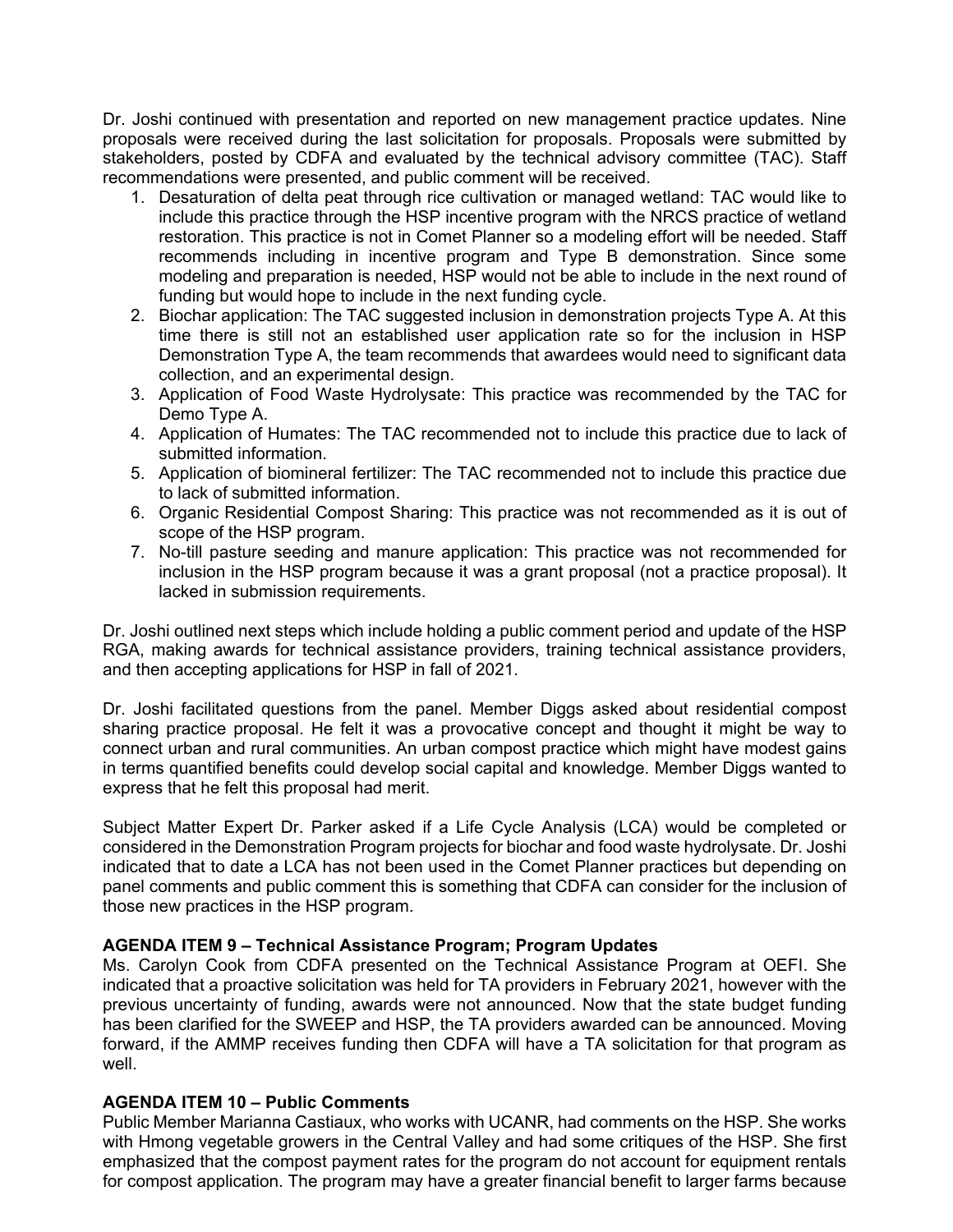Dr. Joshi continued with presentation and reported on new management practice updates. Nine proposals were received during the last solicitation for proposals. Proposals were submitted by stakeholders, posted by CDFA and evaluated by the technical advisory committee (TAC). Staff recommendations were presented, and public comment will be received.

1. Desaturation of delta peat through rice cultivation or managed wetland: TAC would like to include this practice through the HSP incentive program with the NRCS practice of wetland restoration. This practice is not in Comet Planner so a modeling effort will be needed. Staff recommends including in incentive program and Type B demonstration. Since some modeling and preparation is needed, HSP would not be able to include in the next round of funding but would hope to include in the next funding cycle.
2. Biochar application: The TAC suggested inclusion in demonstration projects Type A. At this time there is still not an established user application rate so for the inclusion in HSP Demonstration Type A, the team recommends that awardees would need to significant data collection, and an experimental design.
3. Application of Food Waste Hydrolysate: This practice was recommended by the TAC for Demo Type A.
4. Application of Humates: The TAC recommended not to include this practice due to lack of submitted information.
5. Application of biomineral fertilizer: The TAC recommended not to include this practice due to lack of submitted information.
6. Organic Residential Compost Sharing: This practice was not recommended as it is out of scope of the HSP program.
7. No-till pasture seeding and manure application: This practice was not recommended for inclusion in the HSP program because it was a grant proposal (not a practice proposal). It lacked in submission requirements.

Dr. Joshi outlined next steps which include holding a public comment period and update of the HSP RGA, making awards for technical assistance providers, training technical assistance providers, and then accepting applications for HSP in fall of 2021.

Dr. Joshi facilitated questions from the panel. Member Diggs asked about residential compost sharing practice proposal. He felt it was a provocative concept and thought it might be way to connect urban and rural communities. An urban compost practice which might have modest gains in terms quantified benefits could develop social capital and knowledge. Member Diggs wanted to express that he felt this proposal had merit.

Subject Matter Expert Dr. Parker asked if a Life Cycle Analysis (LCA) would be completed or considered in the Demonstration Program projects for biochar and food waste hydrolysate. Dr. Joshi indicated that to date a LCA has not been used in the Comet Planner practices but depending on panel comments and public comment this is something that CDFA can consider for the inclusion of those new practices in the HSP program.

**AGENDA ITEM 9 – Technical Assistance Program; Program Updates**

Ms. Carolyn Cook from CDFA presented on the Technical Assistance Program at OEFI. She indicated that a proactive solicitation was held for TA providers in February 2021, however with the previous uncertainty of funding, awards were not announced. Now that the state budget funding has been clarified for the SWEEP and HSP, the TA providers awarded can be announced. Moving forward, if the AMMP receives funding then CDFA will have a TA solicitation for that program as well.

**AGENDA ITEM 10 – Public Comments**

Public Member Marianna Castiaux, who works with UCANR, had comments on the HSP. She works with Hmong vegetable growers in the Central Valley and had some critiques of the HSP. She first emphasized that the compost payment rates for the program do not account for equipment rentals for compost application. The program may have a greater financial benefit to larger farms because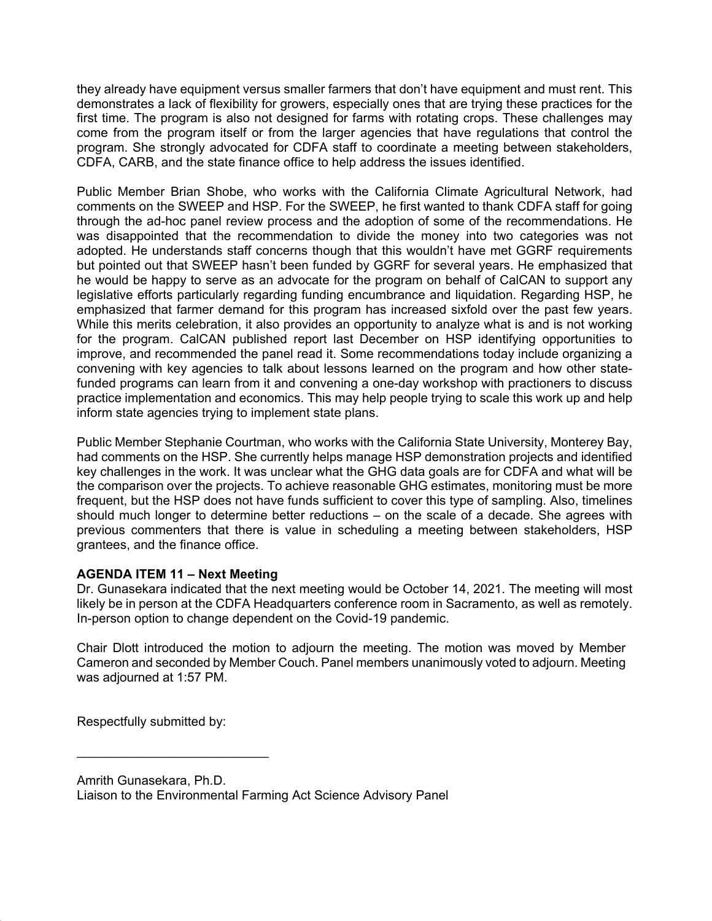they already have equipment versus smaller farmers that don't have equipment and must rent. This demonstrates a lack of flexibility for growers, especially ones that are trying these practices for the first time. The program is also not designed for farms with rotating crops. These challenges may come from the program itself or from the larger agencies that have regulations that control the program. She strongly advocated for CDFA staff to coordinate a meeting between stakeholders, CDFA, CARB, and the state finance office to help address the issues identified.

Public Member Brian Shobe, who works with the California Climate Agricultural Network, had comments on the SWEEP and HSP. For the SWEEP, he first wanted to thank CDFA staff for going through the ad-hoc panel review process and the adoption of some of the recommendations. He was disappointed that the recommendation to divide the money into two categories was not adopted. He understands staff concerns though that this wouldn't have met GGRF requirements but pointed out that SWEEP hasn't been funded by GGRF for several years. He emphasized that he would be happy to serve as an advocate for the program on behalf of CalCAN to support any legislative efforts particularly regarding funding encumbrance and liquidation. Regarding HSP, he emphasized that farmer demand for this program has increased sixfold over the past few years. While this merits celebration, it also provides an opportunity to analyze what is and is not working for the program. CalCAN published report last December on HSP identifying opportunities to improve, and recommended the panel read it. Some recommendations today include organizing a convening with key agencies to talk about lessons learned on the program and how other state-funded programs can learn from it and convening a one-day workshop with practioners to discuss practice implementation and economics. This may help people trying to scale this work up and help inform state agencies trying to implement state plans.

Public Member Stephanie Courtman, who works with the California State University, Monterey Bay, had comments on the HSP. She currently helps manage HSP demonstration projects and identified key challenges in the work. It was unclear what the GHG data goals are for CDFA and what will be the comparison over the projects. To achieve reasonable GHG estimates, monitoring must be more frequent, but the HSP does not have funds sufficient to cover this type of sampling. Also, timelines should much longer to determine better reductions – on the scale of a decade. She agrees with previous commenters that there is value in scheduling a meeting between stakeholders, HSP grantees, and the finance office.

**AGENDA ITEM 11 – Next Meeting**

Dr. Gunasekara indicated that the next meeting would be October 14, 2021. The meeting will most likely be in person at the CDFA Headquarters conference room in Sacramento, as well as remotely. In-person option to change dependent on the Covid-19 pandemic.

Chair Dlott introduced the motion to adjourn the meeting. The motion was moved by Member Cameron and seconded by Member Couch. Panel members unanimously voted to adjourn. Meeting was adjourned at 1:57 PM.

Respectfully submitted by:

\_\_\_\_\_\_\_\_\_\_\_\_\_\_\_\_\_\_\_\_\_\_\_\_\_\_\_\_

Amrith Gunasekara, Ph.D.
Liaison to the Environmental Farming Act Science Advisory Panel